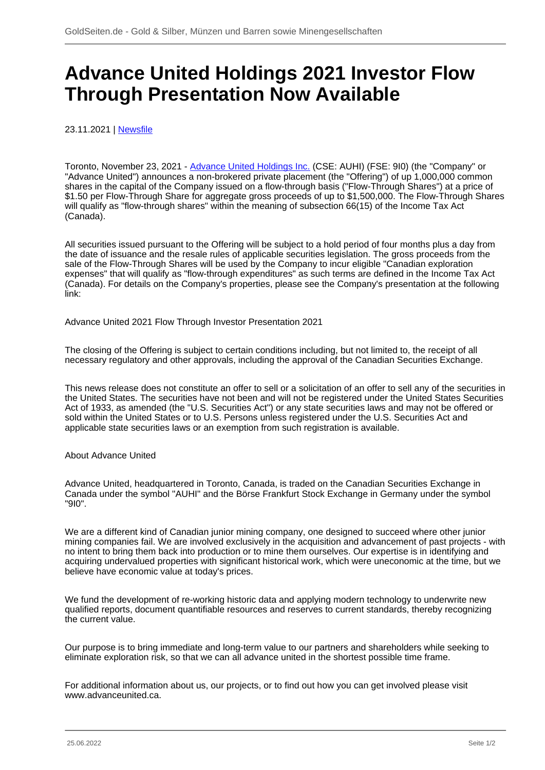# Advance United Holdings 2021 Investor Flow Through Presentation Now Available

23.11.2021 | Newsfile

Toronto, November 23, 2021 - Advance United Holdings Inc. (CSE: AUHI) (FSE: 9I0) (the "Company" or "Advance United") announces a non-brokered private placement (the "Offering") of up to 1,000,000 common shares in the capital of the Company issued on a flow-through basis ("Flow-Through Shares") at a price of $1.50 per Flow-Through Share for aggregate gross proceeds of up to $1,500,000. The Flow-Through Shares will qualify as "flow-through shares" within the meaning of subsection 66(15) of the Income Tax Act (Canada).

All securities issued pursuant to the Offering will be subject to a hold period of four months plus a day from the date of issuance and the resale rules of applicable securities legislation. The gross proceeds from the sale of the Flow-Through Shares will be used by the Company to incur eligible "Canadian exploration expenses" that will qualify as "flow-through expenditures" as such terms are defined in the Income Tax Act (Canada). For details on the Company's properties, please see the Company's presentation at the following link:

Advance United 2021 Flow Through Investor Presentation 2021

The closing of the Offering is subject to certain conditions including, but not limited to, the receipt of all necessary regulatory and other approvals, including the approval of the Canadian Securities Exchange.

This news release does not constitute an offer to sell or a solicitation of an offer to sell any of the securities in the United States. The securities have not been and will not be registered under the United States Securities Act of 1933, as amended (the "U.S. Securities Act") or any state securities laws and may not be offered or sold within the United States or to U.S. Persons unless registered under the U.S. Securities Act and applicable state securities laws or an exemption from such registration is available.

About Advance United

Advance United, headquartered in Toronto, Canada, is traded on the Canadian Securities Exchange in Canada under the symbol "AUHI" and the Börse Frankfurt Stock Exchange in Germany under the symbol "9I0".

We are a different kind of Canadian junior mining company, one designed to succeed where other junior mining companies fail. We are involved exclusively in the acquisition and advancement of past projects - with no intent to bring them back into production or to mine them ourselves. Our expertise is in identifying and acquiring undervalued properties with significant historical work, which were uneconomic at the time, but we believe have economic value at today's prices.

We fund the development of re-working historic data and applying modern technology to underwrite new qualified reports, document quantifiable resources and reserves to current standards, thereby recognizing the current value.

Our purpose is to bring immediate and long-term value to our partners and shareholders while seeking to eliminate exploration risk, so that we can all advance united in the shortest possible time frame.

For additional information about us, our projects, or to find out how you can get involved please visit www.advanceunited.ca.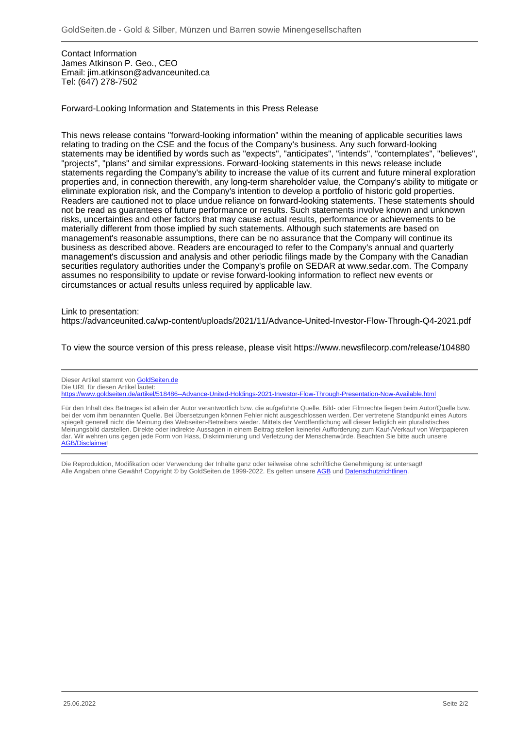Contact Information
James Atkinson P. Geo., CEO
Email: jim.atkinson@advanceunited.ca
Tel: (647) 278-7502

Forward-Looking Information and Statements in this Press Release

This news release contains "forward-looking information" within the meaning of applicable securities laws relating to trading on the CSE and the focus of the Company's business. Any such forward-looking statements may be identified by words such as "expects", "anticipates", "intends", "contemplates", "believes", "projects", "plans" and similar expressions. Forward-looking statements in this news release include statements regarding the Company's ability to increase the value of its current and future mineral exploration properties and, in connection therewith, any long-term shareholder value, the Company's ability to mitigate or eliminate exploration risk, and the Company's intention to develop a portfolio of historic gold properties. Readers are cautioned not to place undue reliance on forward-looking statements. These statements should not be read as guarantees of future performance or results. Such statements involve known and unknown risks, uncertainties and other factors that may cause actual results, performance or achievements to be materially different from those implied by such statements. Although such statements are based on management's reasonable assumptions, there can be no assurance that the Company will continue its business as described above. Readers are encouraged to refer to the Company's annual and quarterly management's discussion and analysis and other periodic filings made by the Company with the Canadian securities regulatory authorities under the Company's profile on SEDAR at www.sedar.com. The Company assumes no responsibility to update or revise forward-looking information to reflect new events or circumstances or actual results unless required by applicable law.

Link to presentation:
https://advanceunited.ca/wp-content/uploads/2021/11/Advance-United-Investor-Flow-Through-Q4-2021.pdf

To view the source version of this press release, please visit https://www.newsfilecorp.com/release/104880

---

Dieser Artikel stammt von GoldSeiten.de
Die URL für diesen Artikel lautet:
https://www.goldseiten.de/artikel/518486--Advance-United-Holdings-2021-Investor-Flow-Through-Presentation-Now-Available.html

Für den Inhalt des Beitrages ist allein der Autor verantwortlich bzw. die aufgeführte Quelle. Bild- oder Filmrechte liegen beim Autor/Quelle bzw. bei der vom ihm benannten Quelle. Bei Übersetzungen können Fehler nicht ausgeschlossen werden. Der vertretene Standpunkt eines Autors spiegelt generell nicht die Meinung des Webseiten-Betreibers wieder. Mittels der Veröffentlichung will dieser lediglich ein pluralistisches Meinungsbild darstellen. Direkte oder indirekte Aussagen in einem Beitrag stellen keinerlei Aufforderung zum Kauf-/Verkauf von Wertpapieren dar. Wir wehren uns gegen jede Form von Hass, Diskriminierung und Verletzung der Menschenwürde. Beachten Sie bitte auch unsere AGB/Disclaimer!

---

Die Reproduktion, Modifikation oder Verwendung der Inhalte ganz oder teilweise ohne schriftliche Genehmigung ist untersagt!
Alle Angaben ohne Gewähr! Copyright © by GoldSeiten.de 1999-2022. Es gelten unsere AGB und Datenschutzrichtlinen.